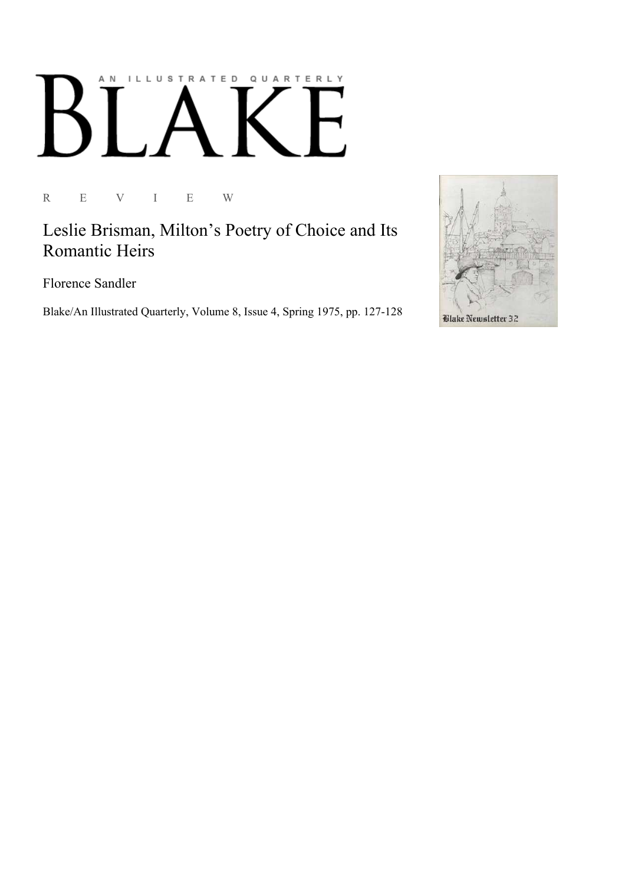AN ILLUSTRATED QUARTERLY

# BLAKE

R E V I E W

## Leslie Brisman, Milton's Poetry of Choice and Its Romantic Heirs

Florence Sandler

Blake/An Illustrated Quarterly, Volume 8, Issue 4, Spring 1975, pp. 127-128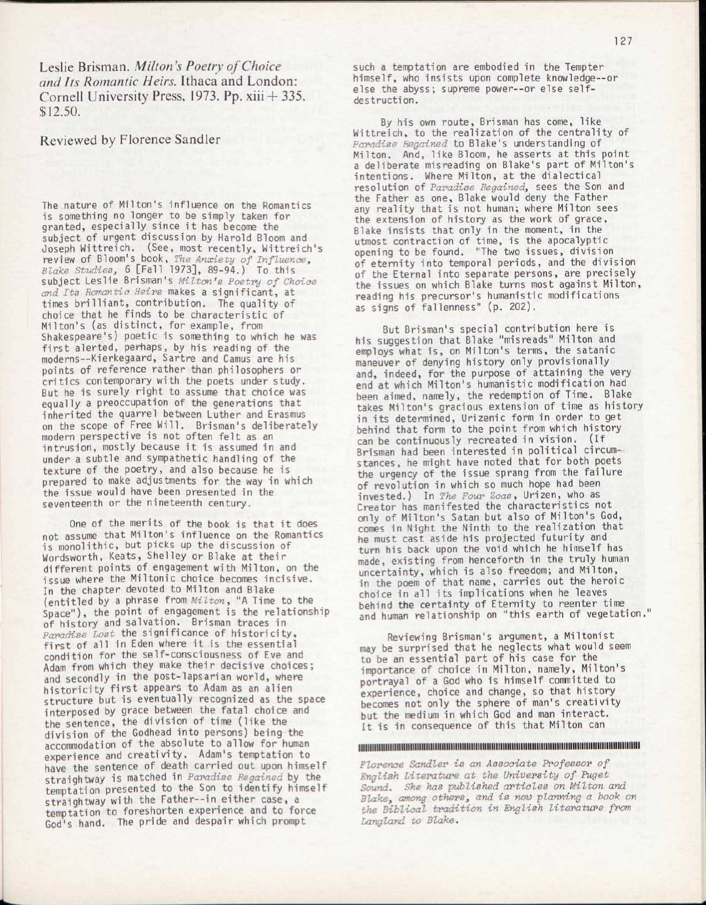Leslie Brisman. *Milton's Poetry of Choice and Its Romantic Heirs.* Ithaca and London: Cornell University Press, 1973. Pp. xiii + 335. $12.50.

Reviewed by Florence Sandler

The nature of Milton's influence on the Romantics is something no longer to be simply taken for granted, especially since it has become the subject of urgent discussion by Harold Bloom and Joseph Wittreich. (See, most recently, Wittreich's review of Bloom's book, *The Anxiety of Influence*, *Blake Studies*, 6 [Fall 1973], 89-94.) To this subject Leslie Brisman's *Milton's Poetry of Choice and Its Romantic Heirs* makes a significant, at times brilliant, contribution. The quality of choice that he finds to be characteristic of Milton's (as distinct, for example, from Shakespeare's) poetic is something to which he was first alerted, perhaps, by his reading of the moderns--Kierkegaard, Sartre and Camus are his points of reference rather than philosophers or critics contemporary with the poets under study. But he is surely right to assume that choice was equally a preoccupation of the generations that inherited the quarrel between Luther and Erasmus on the scope of Free Will. Brisman's deliberately modern perspective is not often felt as an intrusion, mostly because it is assumed in and under a subtle and sympathetic handling of the texture of the poetry, and also because he is prepared to make adjustments for the way in which the issue would have been presented in the seventeenth or the nineteenth century.

One of the merits of the book is that it does not assume that Milton's influence on the Romantics is monolithic, but picks up the discussion of Wordsworth, Keats, Shelley or Blake at their different points of engagement with Milton, on the issue where the Miltonic choice becomes incisive. In the chapter devoted to Milton and Blake (entitled by a phrase from *Milton*, "A Time to the Space"), the point of engagement is the relationship of history and salvation. Brisman traces in *Paradise Lost* the significance of historicity, first of all in Eden where it is the essential condition for the self-consciousness of Eve and Adam from which they make their decisive choices; and secondly in the post-lapsarian world, where historicity first appears to Adam as an alien structure but is eventually recognized as the space interposed by grace between the fatal choice and the sentence, the division of time (like the division of the Godhead into persons) being the accommodation of the absolute to allow for human experience and creativity. Adam's temptation to have the sentence of death carried out upon himself straightway is matched in *Paradise Regained* by the temptation presented to the Son to identify himself straightway with the Father--in either case, a temptation to foreshorten experience and to force God's hand. The pride and despair which prompt such a temptation are embodied in the Tempter himself, who insists upon complete knowledge--or else the abyss; supreme power--or else self-destruction.

By his own route, Brisman has come, like Wittreich, to the realization of the centrality of *Paradise Regained* to Blake's understanding of Milton. And, like Bloom, he asserts at this point a deliberate misreading on Blake's part of Milton's intentions. Where Milton, at the dialectical resolution of *Paradise Regained*, sees the Son and the Father as one, Blake would deny the Father any reality that is not human; where Milton sees the extension of history as the work of grace, Blake insists that only in the moment, in the utmost contraction of time, is the apocalyptic opening to be found. "The two issues, division of eternity into temporal periods, and the division of the Eternal into separate persons, are precisely the issues on which Blake turns most against Milton, reading his precursor's humanistic modifications as signs of fallenness" (p. 202).

But Brisman's special contribution here is his suggestion that Blake "misreads" Milton and employs what is, on Milton's terms, the satanic maneuver of denying history only provisionally and, indeed, for the purpose of attaining the very end at which Milton's humanistic modification had been aimed, namely, the redemption of Time. Blake takes Milton's gracious extension of time as history in its determined, Urizenic form in order to get behind that form to the point from which history can be continuously recreated in vision. (If Brisman had been interested in political circumstances, he might have noted that for both poets the urgency of the issue sprang from the failure of revolution in which so much hope had been invested.) In *The Four Zoas*, Urizen, who as Creator has manifested the characteristics not only of Milton's Satan but also of Milton's God, comes in Night the Ninth to the realization that he must cast aside his projected futurity and turn his back upon the void which he himself has made, existing from henceforth in the truly human uncertainty, which is also freedom; and Milton, in the poem of that name, carries out the heroic choice in all its implications when he leaves behind the certainty of Eternity to reenter time and human relationship on "this earth of vegetation."

Reviewing Brisman's argument, a Miltonist may be surprised that he neglects what would seem to be an essential part of his case for the importance of choice in Milton, namely, Milton's portrayal of a God who is himself committed to experience, choice and change, so that history becomes not only the sphere of man's creativity but the medium in which God and man interact. It is in consequence of this that Milton can

*Florence Sandler is an Associate Professor of English Literature at the University of Puget Sound. She has published articles on Milton and Blake, among others, and is now planning a book on the Biblical tradition in English literature from Langland to Blake.*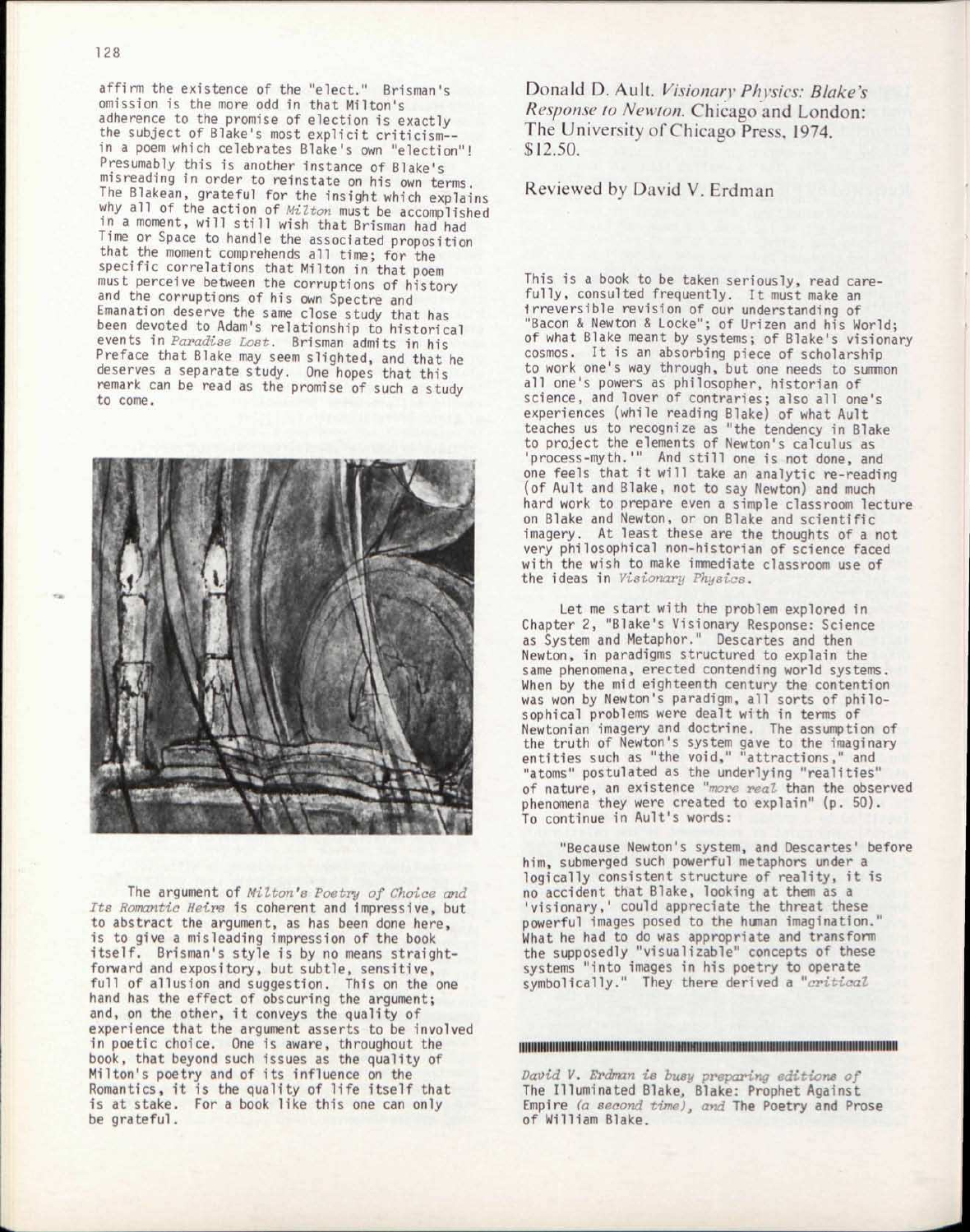affirm the existence of the "elect." Brisman's omission is the more odd in that Milton's adherence to the promise of election is exactly the subject of Blake's most explicit criticism--in a poem which celebrates Blake's own "election"! Presumably this is another instance of Blake's misreading in order to reinstate on his own terms. The Blakean, grateful for the insight which explains why all of the action of *Milton* must be accomplished in a moment, will still wish that Brisman had had Time or Space to handle the associated proposition that the moment comprehends all time; for the specific correlations that Milton in that poem must perceive between the corruptions of history and the corruptions of his own Spectre and Emanation deserve the same close study that has been devoted to Adam's relationship to historical events in *Paradise Lost*. Brisman admits in his Preface that Blake may seem slighted, and that he deserves a separate study. One hopes that this remark can be read as the promise of such a study to come.

The argument of *Milton's Poetry of Choice and Its Romantic Heirs* is coherent and impressive, but to abstract the argument, as has been done here, is to give a misleading impression of the book itself. Brisman's style is by no means straightforward and expository, but subtle, sensitive, full of allusion and suggestion. This on the one hand has the effect of obscuring the argument; and, on the other, it conveys the quality of experience that the argument asserts to be involved in poetic choice. One is aware, throughout the book, that beyond such issues as the quality of Milton's poetry and of its influence on the Romantics, it is the quality of life itself that is at stake. For a book like this one can only be grateful.

Donald D. Ault. *Visionary Physics: Blake's Response to Newton.* Chicago and London: The University of Chicago Press, 1974. $12.50.

Reviewed by David V. Erdman

This is a book to be taken seriously, read carefully, consulted frequently. It must make an irreversible revision of our understanding of "Bacon & Newton & Locke"; of Urizen and his World; of what Blake meant by systems; of Blake's visionary cosmos. It is an absorbing piece of scholarship to work one's way through, but one needs to summon all one's powers as philosopher, historian of science, and lover of contraries; also all one's experiences (while reading Blake) of what Ault teaches us to recognize as "the tendency in Blake to project the elements of Newton's calculus as 'process-myth.'" And still one is not done, and one feels that it will take an analytic re-reading (of Ault and Blake, not to say Newton) and much hard work to prepare even a simple classroom lecture on Blake and Newton, or on Blake and scientific imagery. At least these are the thoughts of a not very philosophical non-historian of science faced with the wish to make immediate classroom use of the ideas in *Visionary Physics*.

Let me start with the problem explored in Chapter 2, "Blake's Visionary Response: Science as System and Metaphor." Descartes and then Newton, in paradigms structured to explain the same phenomena, erected contending world systems. When by the mid eighteenth century the contention was won by Newton's paradigm, all sorts of philosophical problems were dealt with in terms of Newtonian imagery and doctrine. The assumption of the truth of Newton's system gave to the imaginary entities such as "the void," "attractions," and "atoms" postulated as the underlying "realities" of nature, an existence "*more real* than the observed phenomena they were created to explain" (p. 50). To continue in Ault's words:

"Because Newton's system, and Descartes' before him, submerged such powerful metaphors under a logically consistent structure of reality, it is no accident that Blake, looking at them as a 'visionary,' could appreciate the threat these powerful images posed to the human imagination." What he had to do was appropriate and transform the supposedly "visualizable" concepts of these systems "into images in his poetry to operate symbolically." They there derived a "*critical*

*David V. Erdman is busy preparing editions of* The Illuminated Blake, Blake: Prophet Against Empire *(a second time), and* The Poetry and Prose of William Blake.